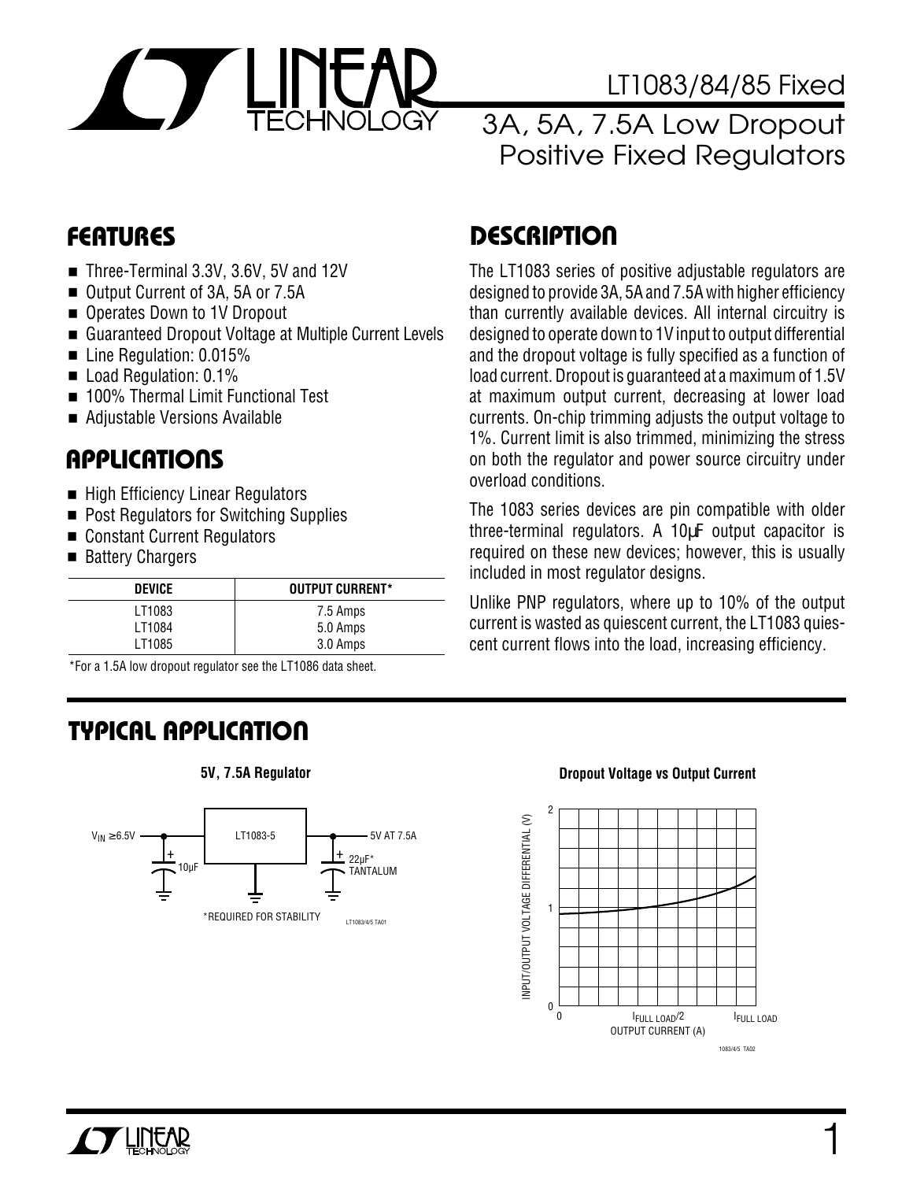# LT1083/84/85 Fixed

## 3A, 5A, 7.5A Low Dropout Positive Fixed Regulators

## FEATURES

- Three-Terminal 3.3V, 3.6V, 5V and 12V
- Output Current of 3A, 5A or 7.5A
- Operates Down to 1V Dropout
- Guaranteed Dropout Voltage at Multiple Current Levels
- Line Regulation: 0.015%
- Load Regulation: 0.1%
- 100% Thermal Limit Functional Test
- Adjustable Versions Available

## APPLICATIONS

- High Efficiency Linear Regulators
- Post Regulators for Switching Supplies
- Constant Current Regulators
- Battery Chargers

| DEVICE | OUTPUT CURRENT* |
|---|---|
| LT1083 | 7.5 Amps |
| LT1084 | 5.0 Amps |
| LT1085 | 3.0 Amps |

*For a 1.5A low dropout regulator see the LT1086 data sheet.

## DESCRIPTION

The LT1083 series of positive adjustable regulators are designed to provide 3A, 5A and 7.5A with higher efficiency than currently available devices. All internal circuitry is designed to operate down to 1V input to output differential and the dropout voltage is fully specified as a function of load current. Dropout is guaranteed at a maximum of 1.5V at maximum output current, decreasing at lower load currents. On-chip trimming adjusts the output voltage to 1%. Current limit is also trimmed, minimizing the stress on both the regulator and power source circuitry under overload conditions.

The 1083 series devices are pin compatible with older three-terminal regulators. A 10µF output capacitor is required on these new devices; however, this is usually included in most regulator designs.

Unlike PNP regulators, where up to 10% of the output current is wasted as quiescent current, the LT1083 quiescent current flows into the load, increasing efficiency.

## TYPICAL APPLICATION

**5V, 7.5A Regulator**

$V_{IN}$ ≥ 6.5V — LT1083-5 — 5V AT 7.5A

10µF (input), 22µF* TANTALUM (output)

*REQUIRED FOR STABILITY

**Dropout Voltage vs Output Current**

INPUT/OUTPUT VOLTAGE DIFFERENTIAL (V) vs OUTPUT CURRENT (A): 0, $I_{FULL\ LOAD}/2$, $I_{FULL\ LOAD}$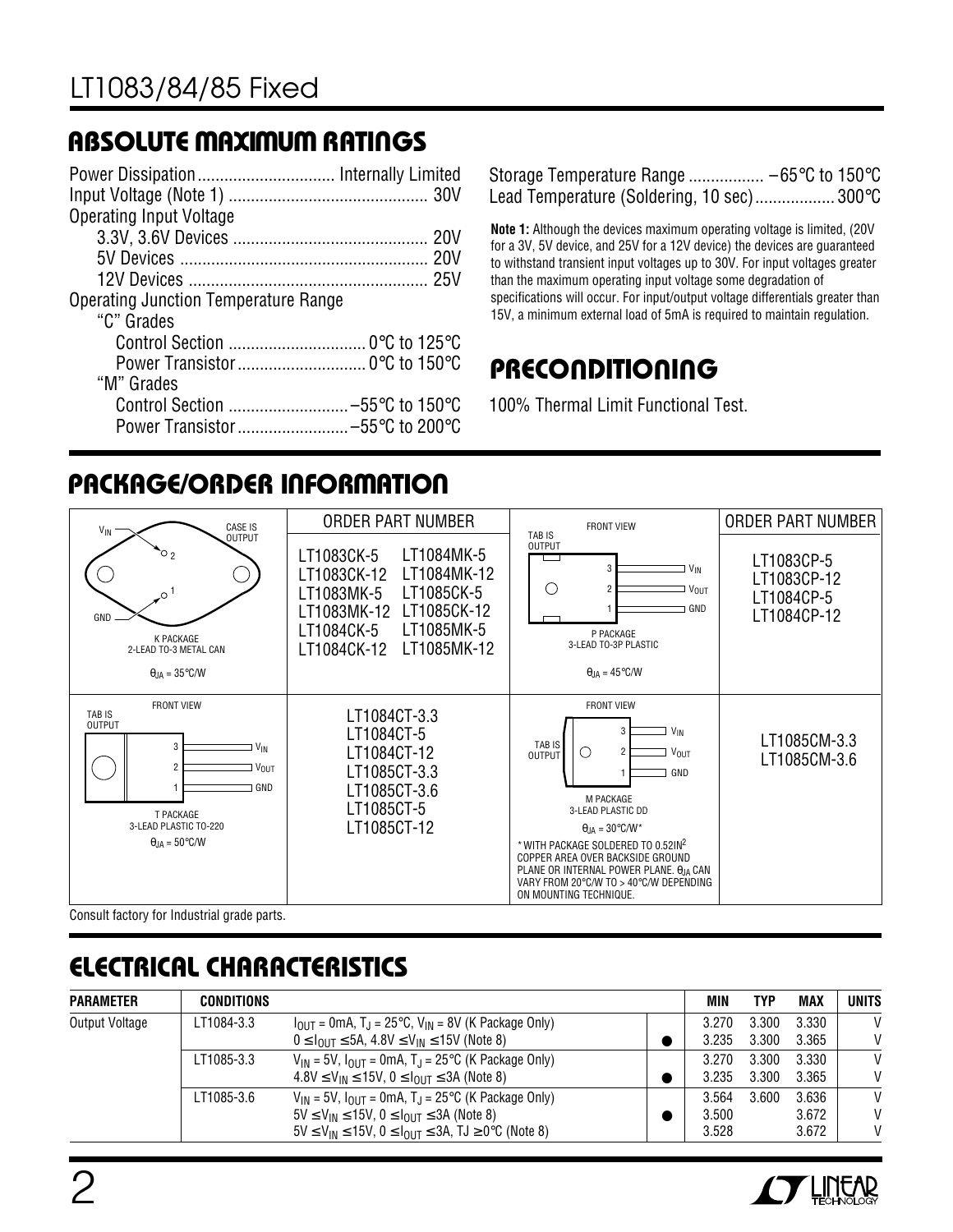## ABSOLUTE MAXIMUM RATINGS

Power Dissipation ............................... Internally Limited
Input Voltage (Note 1) ............................................ 30V
Operating Input Voltage
- 3.3V, 3.6V Devices ........................................... 20V
- 5V Devices ....................................................... 20V
- 12V Devices ..................................................... 25V

Operating Junction Temperature Range
- "C" Grades
  - Control Section .............................. 0°C to 125°C
  - Power Transistor ............................ 0°C to 150°C
- "M" Grades
  - Control Section ........................... –55°C to 150°C
  - Power Transistor ......................... –55°C to 200°C

Storage Temperature Range ................. –65°C to 150°C
Lead Temperature (Soldering, 10 sec) .................. 300°C

**Note 1:** Although the devices maximum operating voltage is limited, (20V for a 3V, 5V device, and 25V for a 12V device) the devices are guaranteed to withstand transient input voltages up to 30V. For input voltages greater than the maximum operating input voltage some degradation of specifications will occur. For input/output voltage differentials greater than 15V, a minimum external load of 5mA is required to maintain regulation.

## PRECONDITIONING

100% Thermal Limit Functional Test.

## PACKAGE/ORDER INFORMATION

| Package | ORDER PART NUMBER | Package | ORDER PART NUMBER |
|---|---|---|---|
| K PACKAGE 2-LEAD TO-3 METAL CAN (CASE IS OUTPUT; pin 2 $V_{IN}$, pin 1 GND), $\theta_{JA}$ = 35°C/W | LT1083CK-5, LT1083CK-12, LT1083MK-5, LT1083MK-12, LT1084CK-5, LT1084CK-12, LT1084MK-5, LT1084MK-12, LT1085CK-5, LT1085CK-12, LT1085MK-5, LT1085MK-12 | P PACKAGE 3-LEAD TO-3P PLASTIC (FRONT VIEW, TAB IS OUTPUT; 3 $V_{IN}$, 2 $V_{OUT}$, 1 GND), $\theta_{JA}$ = 45°C/W | LT1083CP-5, LT1083CP-12, LT1084CP-5, LT1084CP-12 |
| T PACKAGE 3-LEAD PLASTIC TO-220 (FRONT VIEW, TAB IS OUTPUT; 3 $V_{IN}$, 2 $V_{OUT}$, 1 GND), $\theta_{JA}$ = 50°C/W | LT1084CT-3.3, LT1084CT-5, LT1084CT-12, LT1085CT-3.3, LT1085CT-3.6, LT1085CT-5, LT1085CT-12 | M PACKAGE 3-LEAD PLASTIC DD (FRONT VIEW, TAB IS OUTPUT; 3 $V_{IN}$, 2 $V_{OUT}$, 1 GND), $\theta_{JA}$ = 30°C/W* | LT1085CM-3.3, LT1085CM-3.6 |

\* WITH PACKAGE SOLDERED TO 0.52IN² COPPER AREA OVER BACKSIDE GROUND PLANE OR INTERNAL POWER PLANE. $\theta_{JA}$ CAN VARY FROM 20°C/W TO > 40°C/W DEPENDING ON MOUNTING TECHNIQUE.

Consult factory for Industrial grade parts.

## ELECTRICAL CHARACTERISTICS

| PARAMETER | CONDITIONS | | | MIN | TYP | MAX | UNITS |
|---|---|---|---|---|---|---|---|
| Output Voltage | LT1084-3.3 | $I_{OUT}$ = 0mA, $T_J$ = 25°C, $V_{IN}$ = 8V (K Package Only) | | 3.270 | 3.300 | 3.330 | V |
| | | $0 \le I_{OUT} \le 5A$, $4.8V \le V_{IN} \le 15V$ (Note 8) | ● | 3.235 | 3.300 | 3.365 | V |
| | LT1085-3.3 | $V_{IN}$ = 5V, $I_{OUT}$ = 0mA, $T_J$ = 25°C (K Package Only) | | 3.270 | 3.300 | 3.330 | V |
| | | $4.8V \le V_{IN} \le 15V$, $0 \le I_{OUT} \le 3A$ (Note 8) | ● | 3.235 | 3.300 | 3.365 | V |
| | LT1085-3.6 | $V_{IN}$ = 5V, $I_{OUT}$ = 0mA, $T_J$ = 25°C (K Package Only) | | 3.564 | 3.600 | 3.636 | V |
| | | $5V \le V_{IN} \le 15V$, $0 \le I_{OUT} \le 3A$ (Note 8) | ● | 3.500 | | 3.672 | V |
| | | $5V \le V_{IN} \le 15V$, $0 \le I_{OUT} \le 3A$, $T_J \ge 0°C$ (Note 8) | | 3.528 | | 3.672 | V |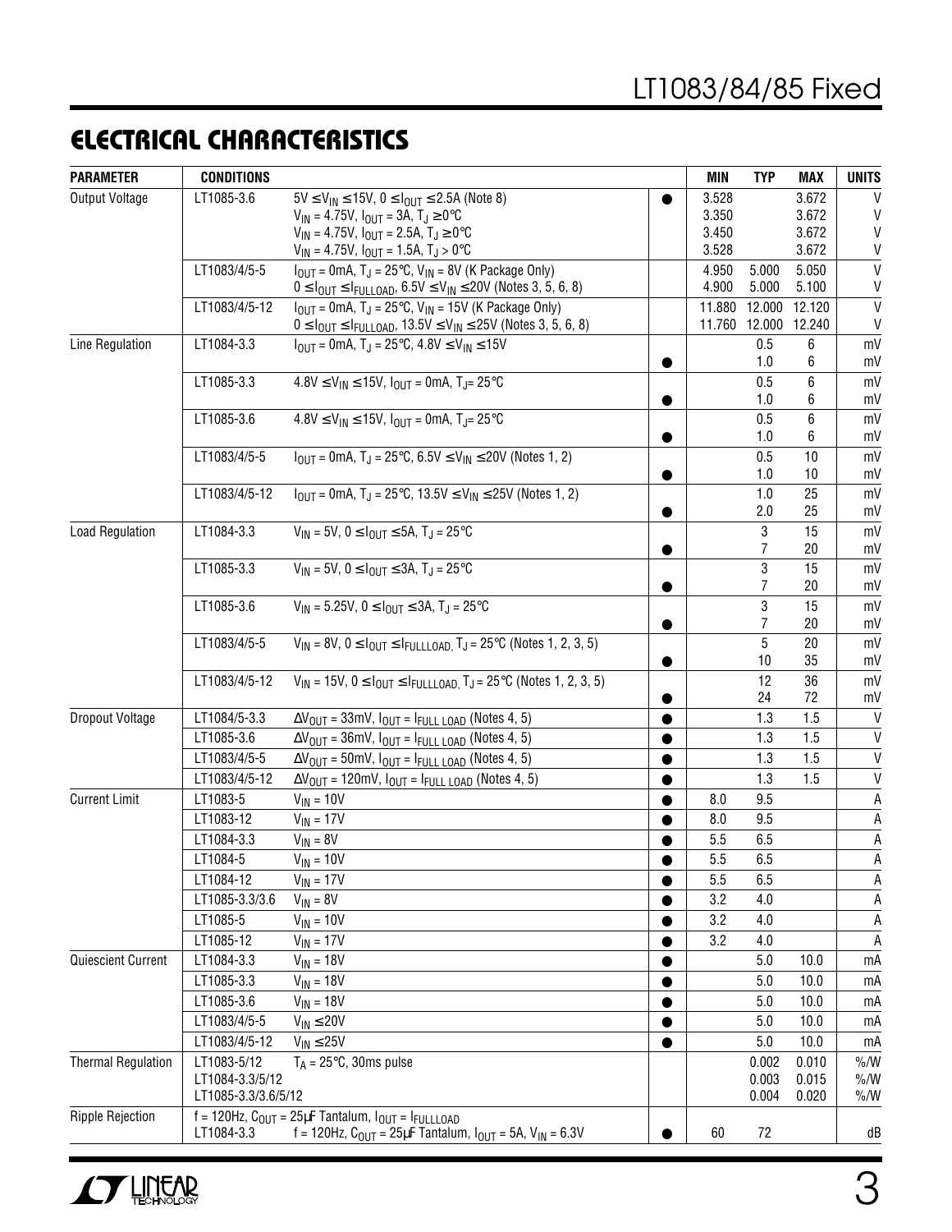## ELECTRICAL CHARACTERISTICS

| PARAMETER | CONDITIONS | | | MIN | TYP | MAX | UNITS |
|---|---|---|---|---|---|---|---|
| Output Voltage | LT1085-3.6 | $5V \le V_{IN} \le 15V$, $0 \le I_{OUT} \le 2.5A$ (Note 8) | ● | 3.528 | | 3.672 | V |
| | | $V_{IN} = 4.75V$, $I_{OUT} = 3A$, $T_J \ge 0°C$ | | 3.350 | | 3.672 | V |
| | | $V_{IN} = 4.75V$, $I_{OUT} = 2.5A$, $T_J \ge 0°C$ | | 3.450 | | 3.672 | V |
| | | $V_{IN} = 4.75V$, $I_{OUT} = 1.5A$, $T_J > 0°C$ | | 3.528 | | 3.672 | V |
| | LT1083/4/5-5 | $I_{OUT} = 0mA$, $T_J = 25°C$, $V_{IN} = 8V$ (K Package Only) | | 4.950 | 5.000 | 5.050 | V |
| | | $0 \le I_{OUT} \le I_{FULLLOAD}$, $6.5V \le V_{IN} \le 20V$ (Notes 3, 5, 6, 8) | | 4.900 | 5.000 | 5.100 | V |
| | LT1083/4/5-12 | $I_{OUT} = 0mA$, $T_J = 25°C$, $V_{IN} = 15V$ (K Package Only) | | 11.880 | 12.000 | 12.120 | V |
| | | $0 \le I_{OUT} \le I_{FULLLOAD}$, $13.5V \le V_{IN} \le 25V$ (Notes 3, 5, 6, 8) | | 11.760 | 12.000 | 12.240 | V |
| Line Regulation | LT1084-3.3 | $I_{OUT} = 0mA$, $T_J = 25°C$, $4.8V \le V_{IN} \le 15V$ | | | 0.5 | 6 | mV |
| | | | ● | | 1.0 | 6 | mV |
| | LT1085-3.3 | $4.8V \le V_{IN} \le 15V$, $I_{OUT} = 0mA$, $T_J = 25°C$ | | | 0.5 | 6 | mV |
| | | | ● | | 1.0 | 6 | mV |
| | LT1085-3.6 | $4.8V \le V_{IN} \le 15V$, $I_{OUT} = 0mA$, $T_J = 25°C$ | | | 0.5 | 6 | mV |
| | | | ● | | 1.0 | 6 | mV |
| | LT1083/4/5-5 | $I_{OUT} = 0mA$, $T_J = 25°C$, $6.5V \le V_{IN} \le 20V$ (Notes 1, 2) | | | 0.5 | 10 | mV |
| | | | ● | | 1.0 | 10 | mV |
| | LT1083/4/5-12 | $I_{OUT} = 0mA$, $T_J = 25°C$, $13.5V \le V_{IN} \le 25V$ (Notes 1, 2) | | | 1.0 | 25 | mV |
| | | | ● | | 2.0 | 25 | mV |
| Load Regulation | LT1084-3.3 | $V_{IN} = 5V$, $0 \le I_{OUT} \le 5A$, $T_J = 25°C$ | | | 3 | 15 | mV |
| | | | ● | | 7 | 20 | mV |
| | LT1085-3.3 | $V_{IN} = 5V$, $0 \le I_{OUT} \le 3A$, $T_J = 25°C$ | | | 3 | 15 | mV |
| | | | ● | | 7 | 20 | mV |
| | LT1085-3.6 | $V_{IN} = 5.25V$, $0 \le I_{OUT} \le 3A$, $T_J = 25°C$ | | | 3 | 15 | mV |
| | | | ● | | 7 | 20 | mV |
| | LT1083/4/5-5 | $V_{IN} = 8V$, $0 \le I_{OUT} \le I_{FULLLOAD}$, $T_J = 25°C$ (Notes 1, 2, 3, 5) | | | 5 | 20 | mV |
| | | | ● | | 10 | 35 | mV |
| | LT1083/4/5-12 | $V_{IN} = 15V$, $0 \le I_{OUT} \le I_{FULLLOAD}$, $T_J = 25°C$ (Notes 1, 2, 3, 5) | | | 12 | 36 | mV |
| | | | ● | | 24 | 72 | mV |
| Dropout Voltage | LT1084/5-3.3 | $\Delta V_{OUT} = 33mV$, $I_{OUT} = I_{FULL\ LOAD}$ (Notes 4, 5) | ● | | 1.3 | 1.5 | V |
| | LT1085-3.6 | $\Delta V_{OUT} = 36mV$, $I_{OUT} = I_{FULL\ LOAD}$ (Notes 4, 5) | ● | | 1.3 | 1.5 | V |
| | LT1083/4/5-5 | $\Delta V_{OUT} = 50mV$, $I_{OUT} = I_{FULL\ LOAD}$ (Notes 4, 5) | ● | | 1.3 | 1.5 | V |
| | LT1083/4/5-12 | $\Delta V_{OUT} = 120mV$, $I_{OUT} = I_{FULL\ LOAD}$ (Notes 4, 5) | ● | | 1.3 | 1.5 | V |
| Current Limit | LT1083-5 | $V_{IN} = 10V$ | ● | 8.0 | 9.5 | | A |
| | LT1083-12 | $V_{IN} = 17V$ | ● | 8.0 | 9.5 | | A |
| | LT1084-3.3 | $V_{IN} = 8V$ | ● | 5.5 | 6.5 | | A |
| | LT1084-5 | $V_{IN} = 10V$ | ● | 5.5 | 6.5 | | A |
| | LT1084-12 | $V_{IN} = 17V$ | ● | 5.5 | 6.5 | | A |
| | LT1085-3.3/3.6 | $V_{IN} = 8V$ | ● | 3.2 | 4.0 | | A |
| | LT1085-5 | $V_{IN} = 10V$ | ● | 3.2 | 4.0 | | A |
| | LT1085-12 | $V_{IN} = 17V$ | ● | 3.2 | 4.0 | | A |
| Quiescent Current | LT1084-3.3 | $V_{IN} = 18V$ | ● | | 5.0 | 10.0 | mA |
| | LT1085-3.3 | $V_{IN} = 18V$ | ● | | 5.0 | 10.0 | mA |
| | LT1085-3.6 | $V_{IN} = 18V$ | ● | | 5.0 | 10.0 | mA |
| | LT1083/4/5-5 | $V_{IN} \le 20V$ | ● | | 5.0 | 10.0 | mA |
| | LT1083/4/5-12 | $V_{IN} \le 25V$ | ● | | 5.0 | 10.0 | mA |
| Thermal Regulation | LT1083-5/12 | $T_A = 25°C$, 30ms pulse | | | 0.002 | 0.010 | %/W |
| | LT1084-3.3/5/12 | | | | 0.003 | 0.015 | %/W |
| | LT1085-3.3/3.6/5/12 | | | | 0.004 | 0.020 | %/W |
| Ripple Rejection | | f = 120Hz, $C_{OUT} = 25\mu F$ Tantalum, $I_{OUT} = I_{FULLLOAD}$ | | | | | |
| | LT1084-3.3 | f = 120Hz, $C_{OUT} = 25\mu F$ Tantalum, $I_{OUT} = 5A$, $V_{IN} = 6.3V$ | ● | 60 | 72 | | dB |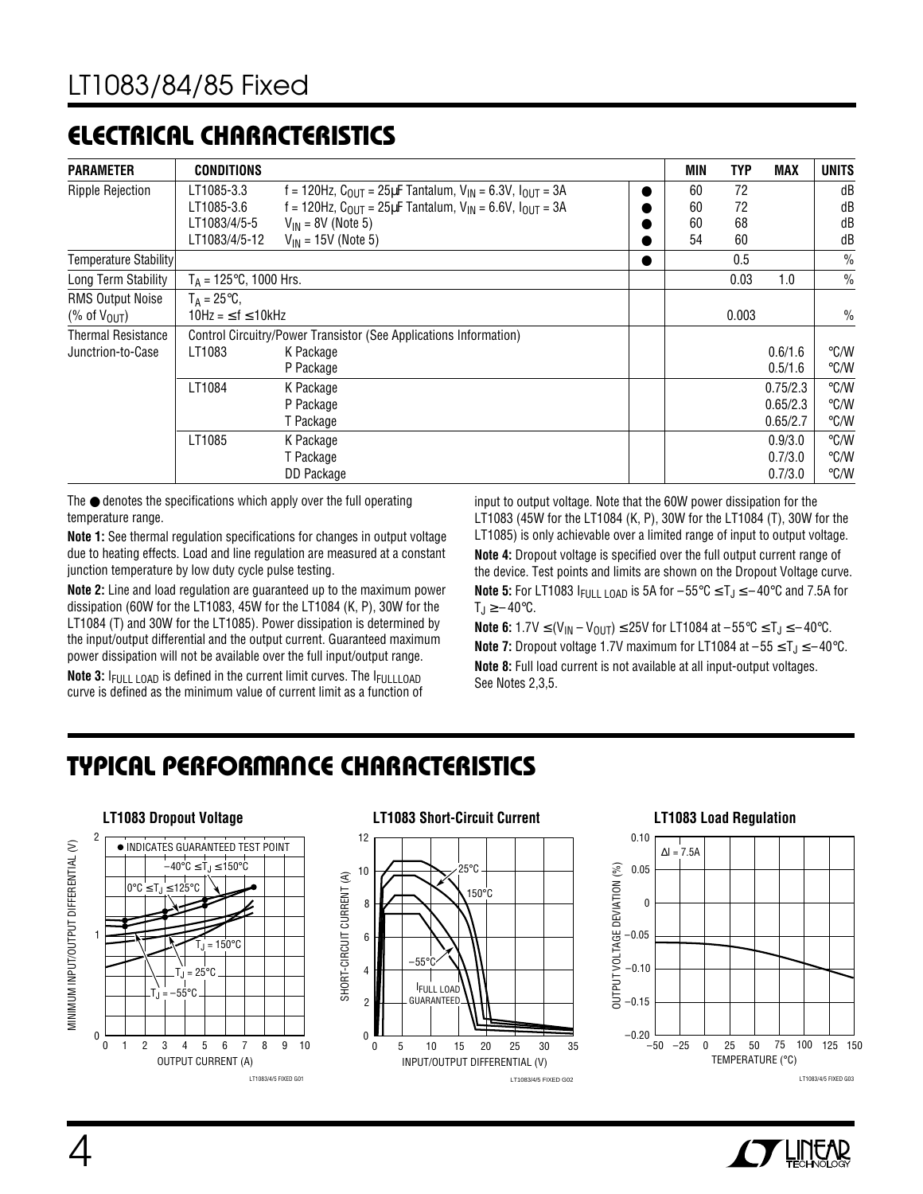## ELECTRICAL CHARACTERISTICS

| PARAMETER | CONDITIONS | | | MIN | TYP | MAX | UNITS |
|---|---|---|---|---|---|---|---|
| Ripple Rejection | LT1085-3.3 | f = 120Hz, $C_{OUT}$ = 25µF Tantalum, $V_{IN}$ = 6.3V, $I_{OUT}$ = 3A | ● | 60 | 72 | | dB |
| | LT1085-3.6 | f = 120Hz, $C_{OUT}$ = 25µF Tantalum, $V_{IN}$ = 6.6V, $I_{OUT}$ = 3A | ● | 60 | 72 | | dB |
| | LT1083/4/5-5 | $V_{IN}$ = 8V (Note 5) | ● | 60 | 68 | | dB |
| | LT1083/4/5-12 | $V_{IN}$ = 15V (Note 5) | ● | 54 | 60 | | dB |
| Temperature Stability | | | ● | | 0.5 | | % |
| Long Term Stability | $T_A$ = 125°C, 1000 Hrs. | | | | 0.03 | 1.0 | % |
| RMS Output Noise (% of $V_{OUT}$) | $T_A$ = 25°C, 10Hz = ≤ f ≤ 10kHz | | | | 0.003 | | % |
| Thermal Resistance Junction-to-Case | Control Circuitry/Power Transistor (See Applications Information) | | | | | | |
| | LT1083 | K Package | | | | 0.6/1.6 | °C/W |
| | | P Package | | | | 0.5/1.6 | °C/W |
| | LT1084 | K Package | | | | 0.75/2.3 | °C/W |
| | | P Package | | | | 0.65/2.3 | °C/W |
| | | T Package | | | | 0.65/2.7 | °C/W |
| | LT1085 | K Package | | | | 0.9/3.0 | °C/W |
| | | T Package | | | | 0.7/3.0 | °C/W |
| | | DD Package | | | | 0.7/3.0 | °C/W |

The ● denotes the specifications which apply over the full operating temperature range.

**Note 1:** See thermal regulation specifications for changes in output voltage due to heating effects. Load and line regulation are measured at a constant junction temperature by low duty cycle pulse testing.

**Note 2:** Line and load regulation are guaranteed up to the maximum power dissipation (60W for the LT1083, 45W for the LT1084 (K, P), 30W for the LT1084 (T) and 30W for the LT1085). Power dissipation is determined by the input/output differential and the output current. Guaranteed maximum power dissipation will not be available over the full input/output range.

**Note 3:** $I_{FULL\ LOAD}$ is defined in the current limit curves. The $I_{FULLLOAD}$ curve is defined as the minimum value of current limit as a function of input to output voltage. Note that the 60W power dissipation for the LT1083 (45W for the LT1084 (K, P), 30W for the LT1084 (T), 30W for the LT1085) is only achievable over a limited range of input to output voltage.

**Note 4:** Dropout voltage is specified over the full output current range of the device. Test points and limits are shown on the Dropout Voltage curve.

**Note 5:** For LT1083 $I_{FULL\ LOAD}$ is 5A for −55°C ≤ $T_J$ ≤ −40°C and 7.5A for $T_J$ ≥ −40°C.

**Note 6:** 1.7V ≤ ($V_{IN}$ − $V_{OUT}$) ≤ 25V for LT1084 at −55°C ≤ $T_J$ ≤ −40°C.

**Note 7:** Dropout voltage 1.7V maximum for LT1084 at −55 ≤ $T_J$ ≤ −40°C.

**Note 8:** Full load current is not available at all input-output voltages. See Notes 2,3,5.

## TYPICAL PERFORMANCE CHARACTERISTICS

**LT1083 Dropout Voltage**

**LT1083 Short-Circuit Current**

**LT1083 Load Regulation**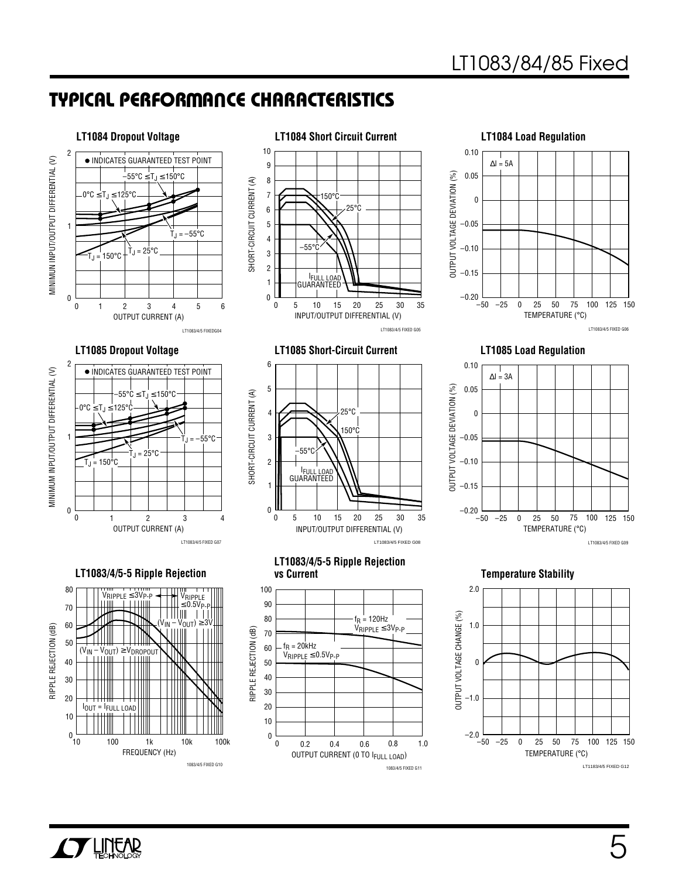## TYPICAL PERFORMANCE CHARACTERISTICS

**LT1084 Dropout Voltage**

● INDICATES GUARANTEED TEST POINT

−55°C ≤ $T_J$ ≤ 150°C

0°C ≤ $T_J$ ≤ 125°C

$T_J$ = −55°C

$T_J$ = 25°C

$T_J$ = 150°C

MINIMUM INPUT/OUTPUT DIFFERENTIAL (V)

OUTPUT CURRENT (A)

LT1083/4/5 FIXEDG04

**LT1084 Short Circuit Current**

150°C

25°C

−55°C

$I_{FULL\ LOAD}$ GUARANTEED

SHORT-CIRCUIT CURRENT (A)

INPUT/OUTPUT DIFFERENTIAL (V)

LT1083/4/5 FIXED G05

**LT1084 Load Regulation**

ΔI = 5A

OUTPUT VOLTAGE DEVIATION (%)

TEMPERATURE (°C)

LT1083/4/5 FIXED G06

**LT1085 Dropout Voltage**

● INDICATES GUARANTEED TEST POINT

−55°C ≤ $T_J$ ≤ 150°C

0°C ≤ $T_J$ ≤ 125°C

$T_J$ = −55°C

$T_J$ = 25°C

$T_J$ = 150°C

MINIMUM INPUT/OUTPUT DIFFERENTIAL (V)

OUTPUT CURRENT (A)

LT1083/4/5 FIXED G07

**LT1085 Short-Circuit Current**

25°C

150°C

−55°C

$I_{FULL\ LOAD}$ GUARANTEED

SHORT-CIRCUIT CURRENT (A)

INPUT/OUTPUT DIFFERENTIAL (V)

LT1083/4/5 FIXED G08

**LT1085 Load Regulation**

ΔI = 3A

OUTPUT VOLTAGE DEVIATION (%)

TEMPERATURE (°C)

LT1083/4/5 FIXED G09

**LT1083/4/5-5 Ripple Rejection**

$V_{RIPPLE}$ ≤ 3$V_{P-P}$

$V_{RIPPLE}$ ≤ 0.5$V_{P-P}$

$(V_{IN} - V_{OUT})$ ≥ 3V

$(V_{IN} - V_{OUT})$ ≥ $V_{DROPOUT}$

$I_{OUT}$ = $I_{FULL\ LOAD}$

RIPPLE REJECTION (dB)

FREQUENCY (Hz)

1083/4/5 FIXED G10

**LT1083/4/5-5 Ripple Rejection vs Current**

$f_R$ = 120Hz
$V_{RIPPLE}$ ≤ 3$V_{P-P}$

$f_R$ = 20kHz
$V_{RIPPLE}$ ≤ 0.5$V_{P-P}$

RIPPLE REJECTION (dB)

OUTPUT CURRENT (0 TO $I_{FULL\ LOAD}$)

1083/4/5 FIXED G11

**Temperature Stability**

OUTPUT VOLTAGE CHANGE (%)

TEMPERATURE (°C)

LT1183/4/5 FIXED G12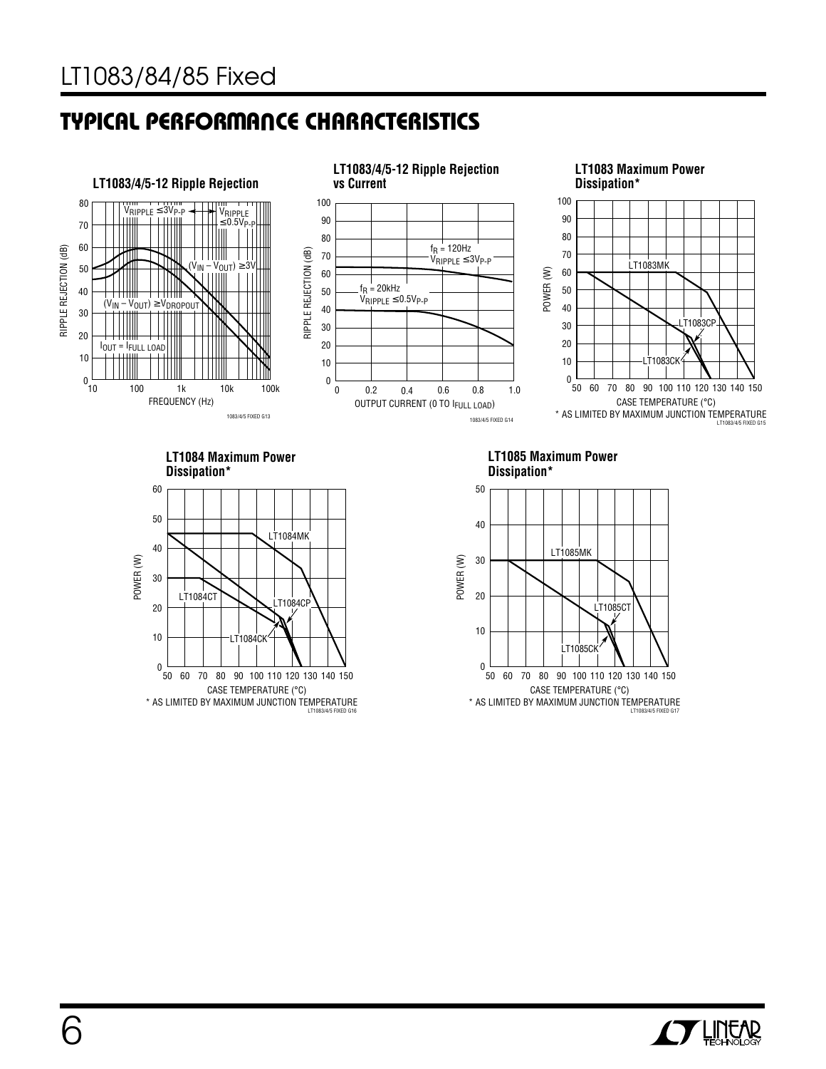## TYPICAL PERFORMANCE CHARACTERISTICS

**LT1083/4/5-12 Ripple Rejection**

**LT1083/4/5-12 Ripple Rejection vs Current**

**LT1083 Maximum Power Dissipation***

\* AS LIMITED BY MAXIMUM JUNCTION TEMPERATURE

**LT1084 Maximum Power Dissipation***

\* AS LIMITED BY MAXIMUM JUNCTION TEMPERATURE

**LT1085 Maximum Power Dissipation***

\* AS LIMITED BY MAXIMUM JUNCTION TEMPERATURE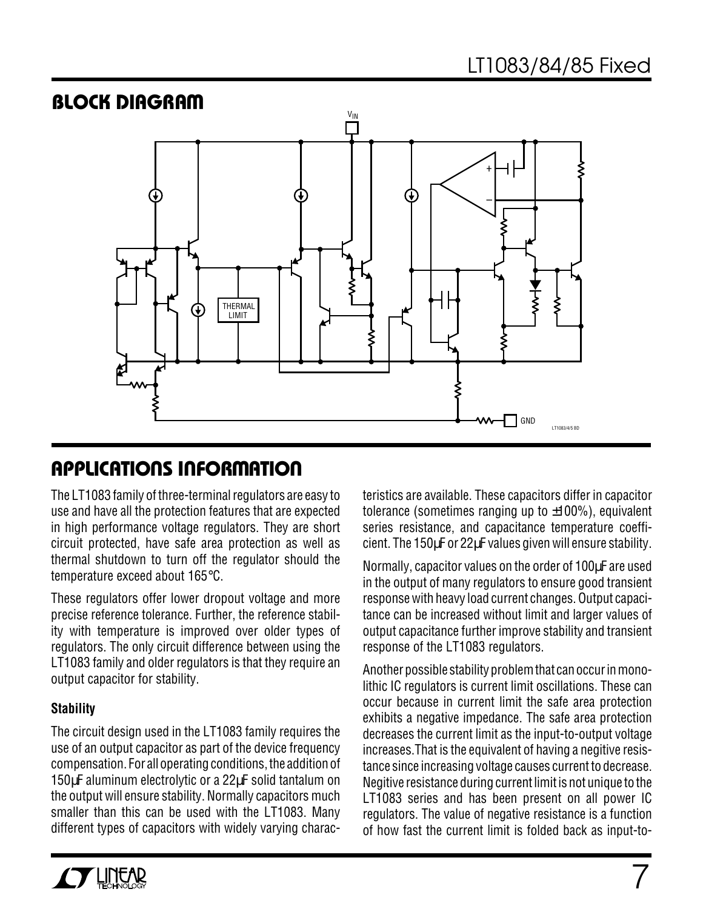## BLOCK DIAGRAM

## APPLICATIONS INFORMATION

The LT1083 family of three-terminal regulators are easy to use and have all the protection features that are expected in high performance voltage regulators. They are short circuit protected, have safe area protection as well as thermal shutdown to turn off the regulator should the temperature exceed about 165°C.

These regulators offer lower dropout voltage and more precise reference tolerance. Further, the reference stability with temperature is improved over older types of regulators. The only circuit difference between using the LT1083 family and older regulators is that they require an output capacitor for stability.

### Stability

The circuit design used in the LT1083 family requires the use of an output capacitor as part of the device frequency compensation. For all operating conditions, the addition of 150µF aluminum electrolytic or a 22µF solid tantalum on the output will ensure stability. Normally capacitors much smaller than this can be used with the LT1083. Many different types of capacitors with widely varying characteristics are available. These capacitors differ in capacitor tolerance (sometimes ranging up to ±100%), equivalent series resistance, and capacitance temperature coefficient. The 150µF or 22µF values given will ensure stability.

Normally, capacitor values on the order of 100µF are used in the output of many regulators to ensure good transient response with heavy load current changes. Output capacitance can be increased without limit and larger values of output capacitance further improve stability and transient response of the LT1083 regulators.

Another possible stability problem that can occur in monolithic IC regulators is current limit oscillations. These can occur because in current limit the safe area protection exhibits a negative impedance. The safe area protection decreases the current limit as the input-to-output voltage increases. That is the equivalent of having a negitive resistance since increasing voltage causes current to decrease. Negitive resistance during current limit is not unique to the LT1083 series and has been present on all power IC regulators. The value of negative resistance is a function of how fast the current limit is folded back as input-to-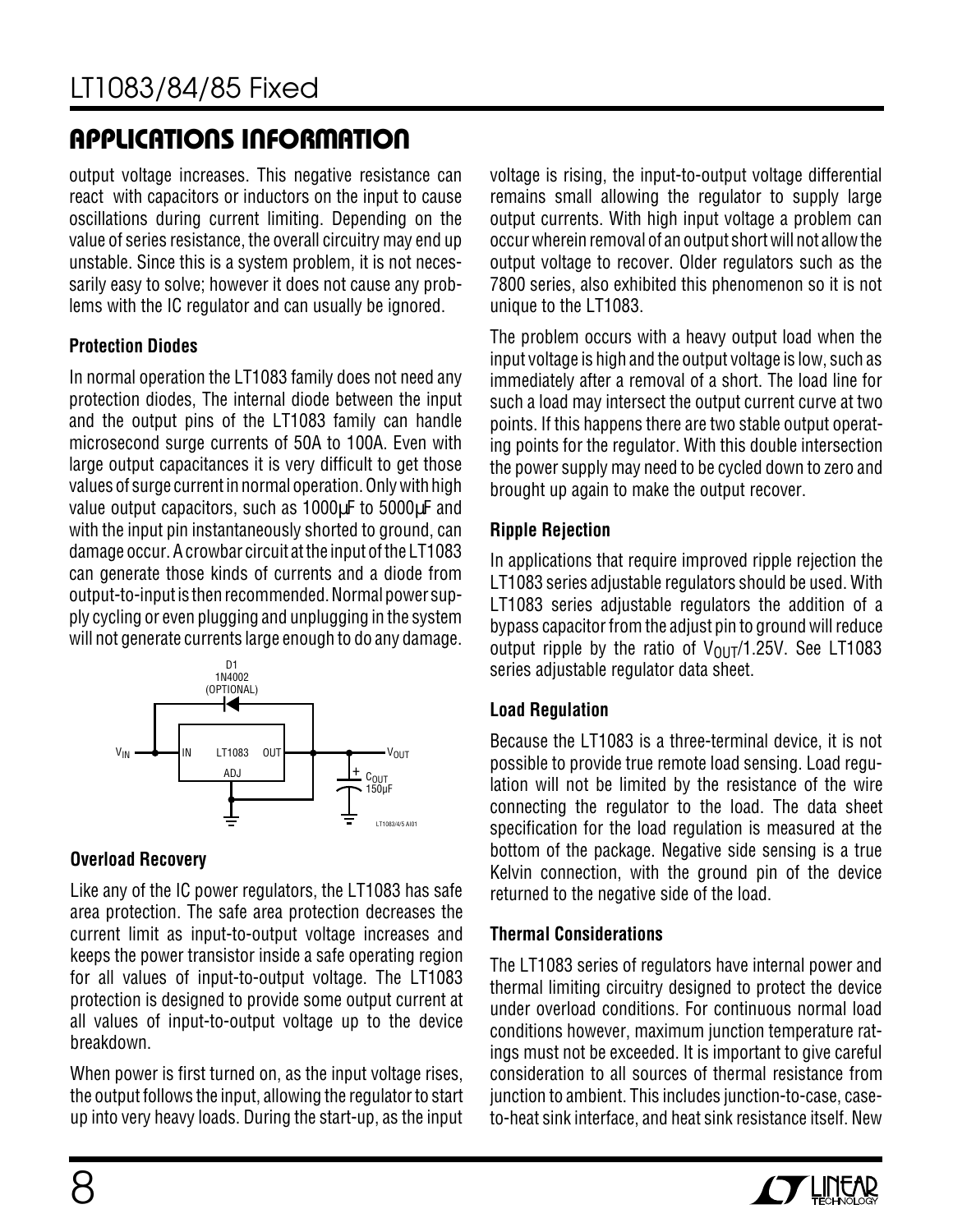## APPLICATIONS INFORMATION

output voltage increases. This negative resistance can react with capacitors or inductors on the input to cause oscillations during current limiting. Depending on the value of series resistance, the overall circuitry may end up unstable. Since this is a system problem, it is not necessarily easy to solve; however it does not cause any problems with the IC regulator and can usually be ignored.

### Protection Diodes

In normal operation the LT1083 family does not need any protection diodes, The internal diode between the input and the output pins of the LT1083 family can handle microsecond surge currents of 50A to 100A. Even with large output capacitances it is very difficult to get those values of surge current in normal operation. Only with high value output capacitors, such as 1000µF to 5000µF and with the input pin instantaneously shorted to ground, can damage occur. A crowbar circuit at the input of the LT1083 can generate those kinds of currents and a diode from output-to-input is then recommended. Normal power supply cycling or even plugging and unplugging in the system will not generate currents large enough to do any damage.

D1 1N4002 (OPTIONAL)

$V_{IN}$ IN LT1083 OUT ADJ $V_{OUT}$ $C_{OUT}$ 150µF

LT1083/4/5 AI01

### Overload Recovery

Like any of the IC power regulators, the LT1083 has safe area protection. The safe area protection decreases the current limit as input-to-output voltage increases and keeps the power transistor inside a safe operating region for all values of input-to-output voltage. The LT1083 protection is designed to provide some output current at all values of input-to-output voltage up to the device breakdown.

When power is first turned on, as the input voltage rises, the output follows the input, allowing the regulator to start up into very heavy loads. During the start-up, as the input voltage is rising, the input-to-output voltage differential remains small allowing the regulator to supply large output currents. With high input voltage a problem can occur wherein removal of an output short will not allow the output voltage to recover. Older regulators such as the 7800 series, also exhibited this phenomenon so it is not unique to the LT1083.

The problem occurs with a heavy output load when the input voltage is high and the output voltage is low, such as immediately after a removal of a short. The load line for such a load may intersect the output current curve at two points. If this happens there are two stable output operating points for the regulator. With this double intersection the power supply may need to be cycled down to zero and brought up again to make the output recover.

### Ripple Rejection

In applications that require improved ripple rejection the LT1083 series adjustable regulators should be used. With LT1083 series adjustable regulators the addition of a bypass capacitor from the adjust pin to ground will reduce output ripple by the ratio of $V_{OUT}$/1.25V. See LT1083 series adjustable regulator data sheet.

### Load Regulation

Because the LT1083 is a three-terminal device, it is not possible to provide true remote load sensing. Load regulation will not be limited by the resistance of the wire connecting the regulator to the load. The data sheet specification for the load regulation is measured at the bottom of the package. Negative side sensing is a true Kelvin connection, with the ground pin of the device returned to the negative side of the load.

### Thermal Considerations

The LT1083 series of regulators have internal power and thermal limiting circuitry designed to protect the device under overload conditions. For continuous normal load conditions however, maximum junction temperature ratings must not be exceeded. It is important to give careful consideration to all sources of thermal resistance from junction to ambient. This includes junction-to-case, case-to-heat sink interface, and heat sink resistance itself. New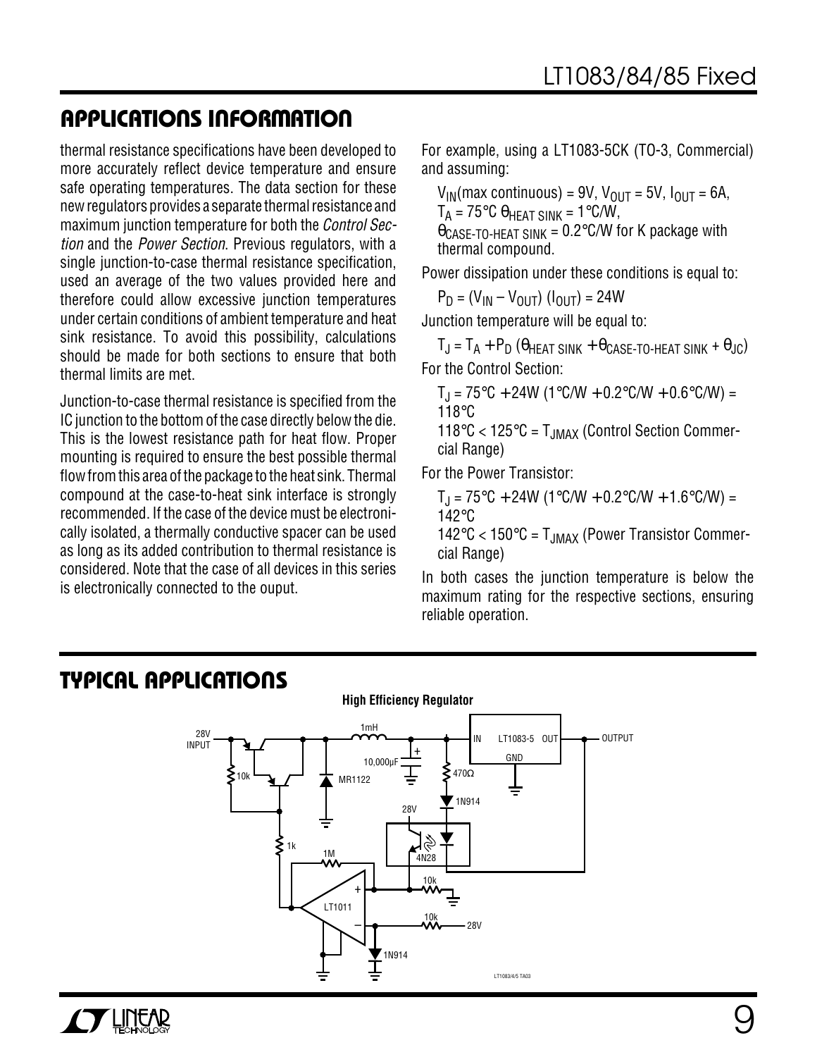## APPLICATIONS INFORMATION

thermal resistance specifications have been developed to more accurately reflect device temperature and ensure safe operating temperatures. The data section for these new regulators provides a separate thermal resistance and maximum junction temperature for both the *Control Section* and the *Power Section*. Previous regulators, with a single junction-to-case thermal resistance specification, used an average of the two values provided here and therefore could allow excessive junction temperatures under certain conditions of ambient temperature and heat sink resistance. To avoid this possibility, calculations should be made for both sections to ensure that both thermal limits are met.

Junction-to-case thermal resistance is specified from the IC junction to the bottom of the case directly below the die. This is the lowest resistance path for heat flow. Proper mounting is required to ensure the best possible thermal flow from this area of the package to the heat sink. Thermal compound at the case-to-heat sink interface is strongly recommended. If the case of the device must be electronically isolated, a thermally conductive spacer can be used as long as its added contribution to thermal resistance is considered. Note that the case of all devices in this series is electronically connected to the ouput.

For example, using a LT1083-5CK (TO-3, Commercial) and assuming:

$V_{IN}$(max continuous) = 9V, $V_{OUT}$ = 5V, $I_{OUT}$ = 6A, $T_A$ = 75°C $\theta_{HEAT\ SINK}$ = 1°C/W, $\theta_{CASE\text{-}TO\text{-}HEAT\ SINK}$ = 0.2°C/W for K package with thermal compound.

Power dissipation under these conditions is equal to:

$$P_D = (V_{IN} - V_{OUT})(I_{OUT}) = 24W$$

Junction temperature will be equal to:

$$T_J = T_A + P_D(\theta_{HEAT\ SINK} + \theta_{CASE\text{-}TO\text{-}HEAT\ SINK} + \theta_{JC})$$

For the Control Section:

$T_J$ = 75°C + 24W (1°C/W + 0.2°C/W + 0.6°C/W) = 118°C

118°C < 125°C = $T_{JMAX}$ (Control Section Commercial Range)

For the Power Transistor:

$T_J$ = 75°C + 24W (1°C/W + 0.2°C/W + 1.6°C/W) = 142°C

142°C < 150°C = $T_{JMAX}$ (Power Transistor Commercial Range)

In both cases the junction temperature is below the maximum rating for the respective sections, ensuring reliable operation.

## TYPICAL APPLICATIONS

**High Efficiency Regulator**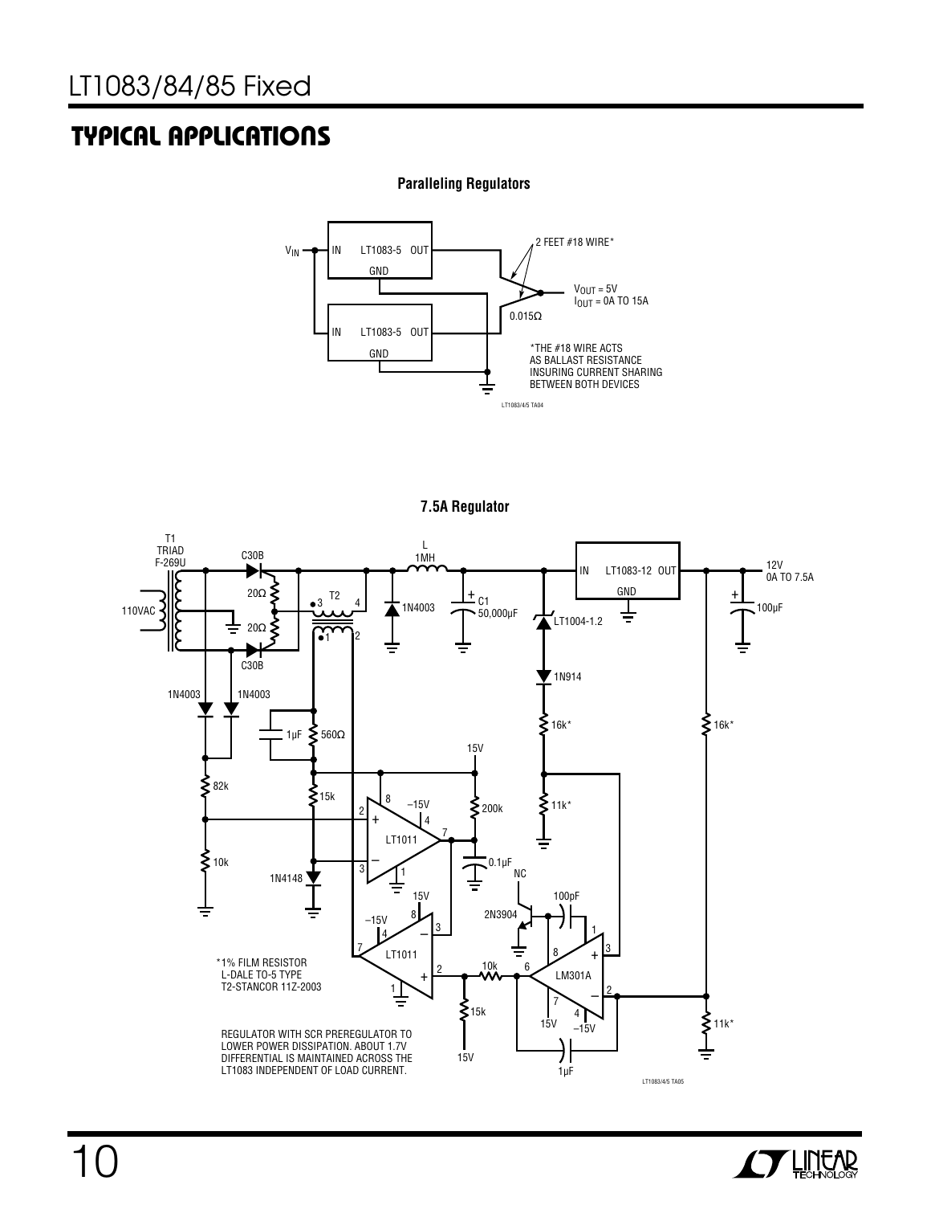## TYPICAL APPLICATIONS

**Paralleling Regulators**

$V_{IN}$ — IN LT1083-5 OUT — GND

IN LT1083-5 OUT — GND

2 FEET #18 WIRE*

$V_{OUT}$ = 5V
$I_{OUT}$ = 0A TO 15A

0.015Ω

*THE #18 WIRE ACTS AS BALLAST RESISTANCE INSURING CURRENT SHARING BETWEEN BOTH DEVICES

LT1083/4/5 TA04

**7.5A Regulator**

T1 TRIAD F-269U

110VAC

C30B, 20Ω, 20Ω, C30B

T2, 3, 4, 1, 2

L 1MH

1N4003

C1 50,000µF

IN LT1083-12 OUT — GND

12V 0A TO 7.5A

100µF

LT1004-1.2

1N914

16k*

16k*

11k*

1N4003, 1N4003

1µF, 560Ω

82k

10k

15k

1N4148

15V

200k

0.1µF

LT1011 (pins 2, 3, 4, 7, 8, 1; –15V)

LT1011 (pins 1, 2, 3, 4, 7, 8; 15V, –15V)

15k

15V

10k

NC

2N3904

100pF

LM301A (pins 1, 2, 3, 4, 6, 7, 8; 15V, –15V)

1µF

11k*

*1% FILM RESISTOR
L-DALE TO-5 TYPE
T2-STANCOR 11Z-2003

REGULATOR WITH SCR PREREGULATOR TO LOWER POWER DISSIPATION. ABOUT 1.7V DIFFERENTIAL IS MAINTAINED ACROSS THE LT1083 INDEPENDENT OF LOAD CURRENT.

LT1083/4/5 TA05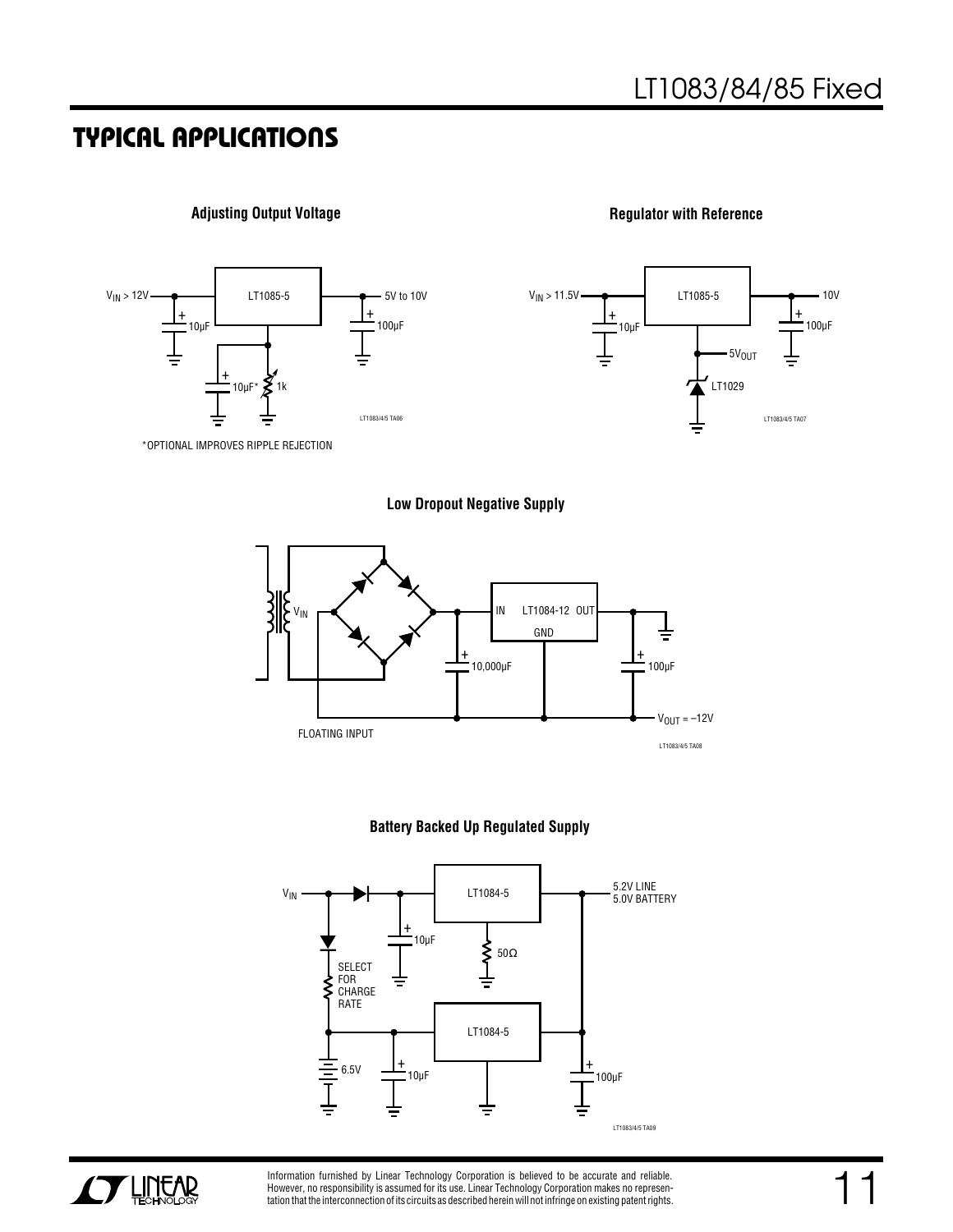## TYPICAL APPLICATIONS

**Adjusting Output Voltage**

$V_{IN}$ > 12V

LT1085-5

5V to 10V

10μF

100μF

10μF*

1k

LT1083/4/5 TA06

*OPTIONAL IMPROVES RIPPLE REJECTION

**Regulator with Reference**

$V_{IN}$ > 11.5V

LT1085-5

10V

10μF

100μF

$5V_{OUT}$

LT1029

LT1083/4/5 TA07

**Low Dropout Negative Supply**

$V_{IN}$

IN LT1084-12 OUT

GND

10,000μF

100μF

$V_{OUT}$ = –12V

FLOATING INPUT

LT1083/4/5 TA08

**Battery Backed Up Regulated Supply**

$V_{IN}$

LT1084-5

5.2V LINE
5.0V BATTERY

10μF

50Ω

SELECT FOR CHARGE RATE

LT1084-5

6.5V

10μF

100μF

LT1083/4/5 TA09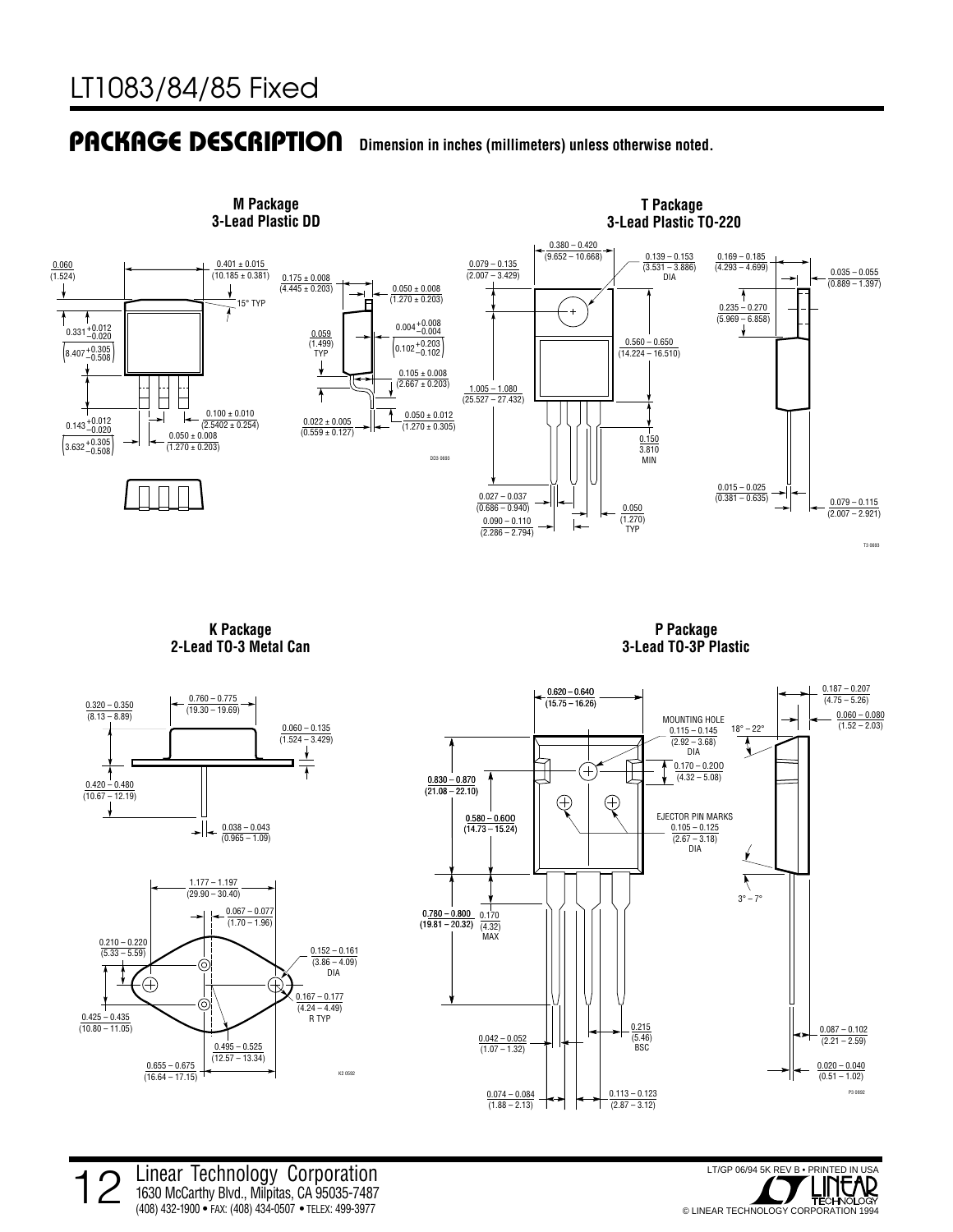## PACKAGE DESCRIPTION

**Dimension in inches (millimeters) unless otherwise noted.**

**M Package**
**3-Lead Plastic DD**

0.060 (1.524)

0.401 ± 0.015 (10.185 ± 0.381)

15° TYP

0.331 +0.012/−0.020 (8.407 +0.305/−0.508)

0.143 +0.012/−0.020 (3.632 +0.305/−0.508)

0.100 ± 0.010 (2.5402 ± 0.254)

0.050 ± 0.008 (1.270 ± 0.203)

0.175 ± 0.008 (4.445 ± 0.203)

0.050 ± 0.008 (1.270 ± 0.203)

0.004 +0.008/−0.004 (0.102 +0.203/−0.102)

0.059 (1.499) TYP

0.105 ± 0.008 (2.667 ± 0.203)

0.022 ± 0.005 (0.559 ± 0.127)

0.050 ± 0.012 (1.270 ± 0.305)

DD3 0693

**T Package**
**3-Lead Plastic TO-220**

0.380 – 0.420 (9.652 – 10.668)

0.079 – 0.135 (2.007 – 3.429)

0.139 – 0.153 (3.531 – 3.886) DIA

0.169 – 0.185 (4.293 – 4.699)

0.035 – 0.055 (0.889 – 1.397)

0.235 – 0.270 (5.969 – 6.858)

0.560 – 0.650 (14.224 – 16.510)

1.005 – 1.080 (25.527 – 27.432)

0.150 3.810 MIN

0.015 – 0.025 (0.381 – 0.635)

0.079 – 0.115 (2.007 – 2.921)

0.027 – 0.037 (0.686 – 0.940)

0.090 – 0.110 (2.286 – 2.794)

0.050 (1.270) TYP

T3 0693

**K Package**
**2-Lead TO-3 Metal Can**

0.320 – 0.350 (8.13 – 8.89)

0.760 – 0.775 (19.30 – 19.69)

0.060 – 0.135 (1.524 – 3.429)

0.420 – 0.480 (10.67 – 12.19)

0.038 – 0.043 (0.965 – 1.09)

1.177 – 1.197 (29.90 – 30.40)

0.067 – 0.077 (1.70 – 1.96)

0.210 – 0.220 (5.33 – 5.59)

0.152 – 0.161 (3.86 – 4.09) DIA

0.167 – 0.177 (4.24 – 4.49) R TYP

0.425 – 0.435 (10.80 – 11.05)

0.495 – 0.525 (12.57 – 13.34)

0.655 – 0.675 (16.64 – 17.15)

K2 0592

**P Package**
**3-Lead TO-3P Plastic**

0.620 – 0.640 (15.75 – 16.26)

MOUNTING HOLE 0.115 – 0.145 (2.92 – 3.68) DIA

0.187 – 0.207 (4.75 – 5.26)

0.060 – 0.080 (1.52 – 2.03)

18° – 22°

0.170 – 0.200 (4.32 – 5.08)

0.830 – 0.870 (21.08 – 22.10)

0.580 – 0.600 (14.73 – 15.24)

EJECTOR PIN MARKS 0.105 – 0.125 (2.67 – 3.18) DIA

3° – 7°

0.780 – 0.800 (19.81 – 20.32)

0.170 (4.32) MAX

0.042 – 0.052 (1.07 – 1.32)

0.215 (5.46) BSC

0.087 – 0.102 (2.21 – 2.59)

0.020 – 0.040 (0.51 – 1.02)

0.074 – 0.084 (1.88 – 2.13)

0.113 – 0.123 (2.87 – 3.12)

P3 0692

Linear Technology Corporation
1630 McCarthy Blvd., Milpitas, CA 95035-7487
(408) 432-1900 • FAX: (408) 434-0507 • TELEX: 499-3977

LT/GP 06/94 5K REV B • PRINTED IN USA

© LINEAR TECHNOLOGY CORPORATION 1994